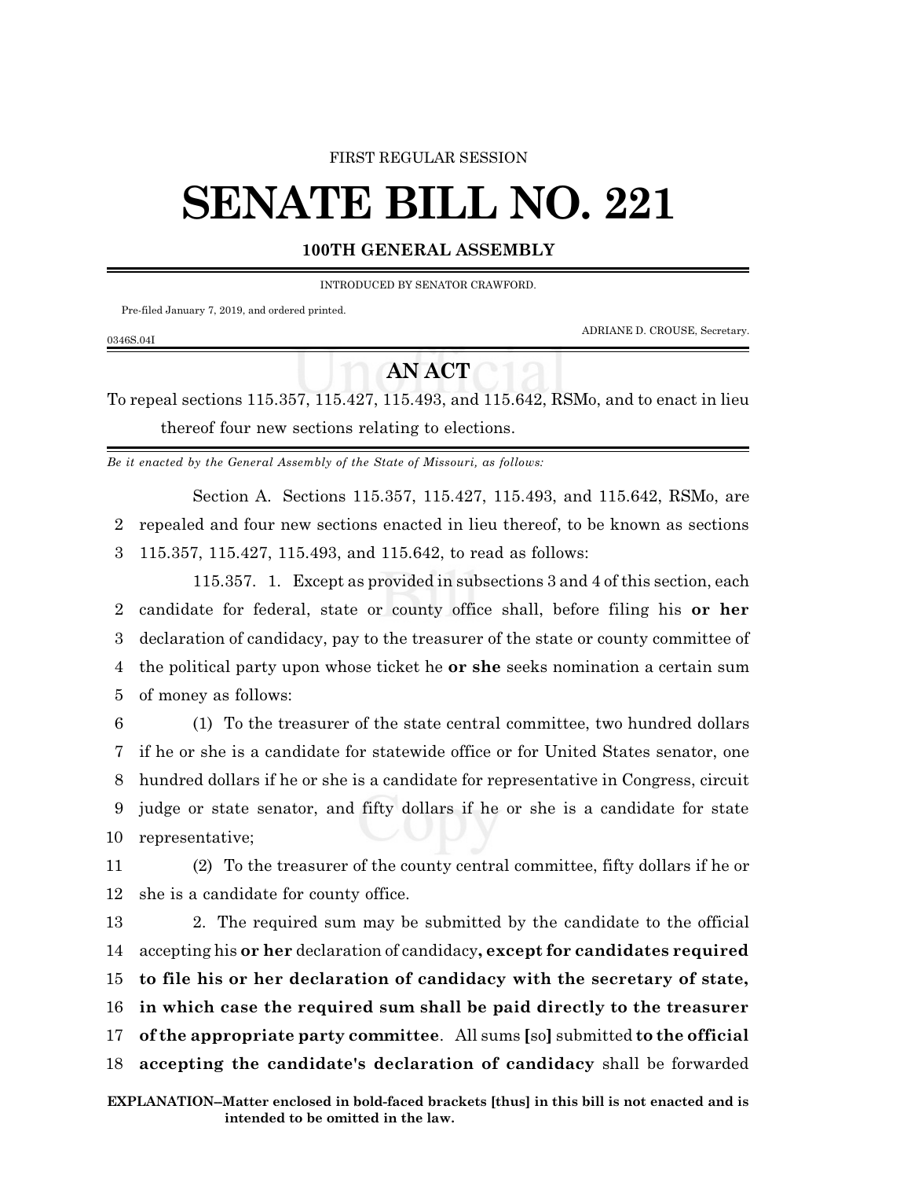FIRST REGULAR SESSION

# SENATE BILL NO. 221

**100TH GENERAL ASSEMBLY**

INTRODUCED BY SENATOR CRAWFORD.

Pre-filed January 7, 2019, and ordered printed.

ADRIANE D. CROUSE, Secretary.

0346S.04I

## AN ACT

To repeal sections 115.357, 115.427, 115.493, and 115.642, RSMo, and to enact in lieu thereof four new sections relating to elections.

*Be it enacted by the General Assembly of the State of Missouri, as follows:*

Section A. Sections 115.357, 115.427, 115.493, and 115.642, RSMo, are repealed and four new sections enacted in lieu thereof, to be known as sections 115.357, 115.427, 115.493, and 115.642, to read as follows:

115.357. 1. Except as provided in subsections 3 and 4 of this section, each candidate for federal, state or county office shall, before filing his **or her** declaration of candidacy, pay to the treasurer of the state or county committee of the political party upon whose ticket he **or she** seeks nomination a certain sum of money as follows:

(1) To the treasurer of the state central committee, two hundred dollars if he or she is a candidate for statewide office or for United States senator, one hundred dollars if he or she is a candidate for representative in Congress, circuit judge or state senator, and fifty dollars if he or she is a candidate for state representative;

(2) To the treasurer of the county central committee, fifty dollars if he or she is a candidate for county office.

2. The required sum may be submitted by the candidate to the official accepting his **or her** declaration of candidacy**, except for candidates required to file his or her declaration of candidacy with the secretary of state, in which case the required sum shall be paid directly to the treasurer of the appropriate party committee**. All sums **[**so**]** submitted **to the official accepting the candidate's declaration of candidacy** shall be forwarded

**EXPLANATION--Matter enclosed in bold-faced brackets [thus] in this bill is not enacted and is intended to be omitted in the law.**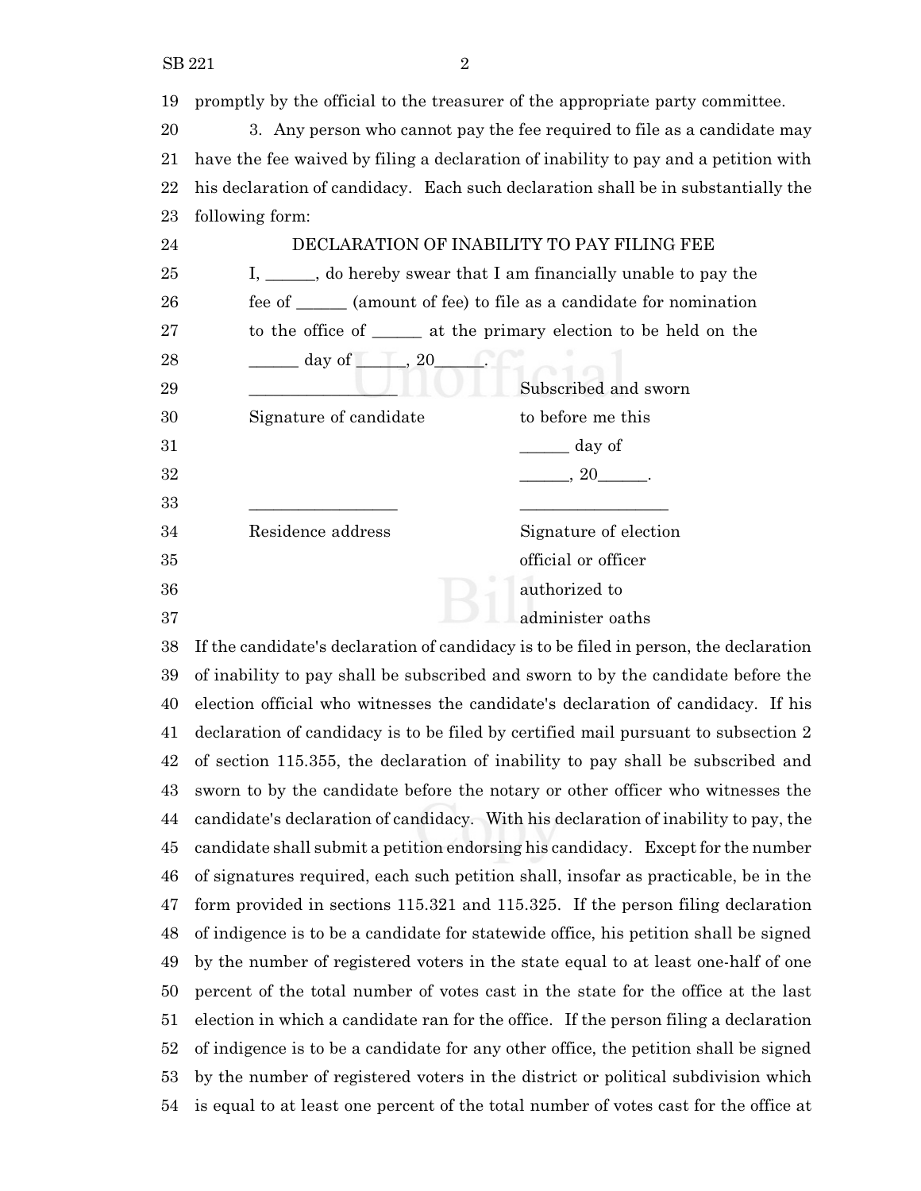promptly by the official to the treasurer of the appropriate party committee.

3. Any person who cannot pay the fee required to file as a candidate may have the fee waived by filing a declaration of inability to pay and a petition with his declaration of candidacy. Each such declaration shall be in substantially the following form:

DECLARATION OF INABILITY TO PAY FILING FEE

I, ______, do hereby swear that I am financially unable to pay the fee of ______ (amount of fee) to file as a candidate for nomination to the office of ______ at the primary election to be held on the ______ day of ______, 20______.

| | |
|---|---|
| _________________ | Subscribed and sworn |
| Signature of candidate | to before me this |
| | ______ day of |
| | ______, 20______. |
| _________________ | _________________ |
| Residence address | Signature of election official or officer authorized to administer oaths |

If the candidate's declaration of candidacy is to be filed in person, the declaration of inability to pay shall be subscribed and sworn to by the candidate before the election official who witnesses the candidate's declaration of candidacy. If his declaration of candidacy is to be filed by certified mail pursuant to subsection 2 of section 115.355, the declaration of inability to pay shall be subscribed and sworn to by the candidate before the notary or other officer who witnesses the candidate's declaration of candidacy. With his declaration of inability to pay, the candidate shall submit a petition endorsing his candidacy. Except for the number of signatures required, each such petition shall, insofar as practicable, be in the form provided in sections 115.321 and 115.325. If the person filing declaration of indigence is to be a candidate for statewide office, his petition shall be signed by the number of registered voters in the state equal to at least one-half of one percent of the total number of votes cast in the state for the office at the last election in which a candidate ran for the office. If the person filing a declaration of indigence is to be a candidate for any other office, the petition shall be signed by the number of registered voters in the district or political subdivision which is equal to at least one percent of the total number of votes cast for the office at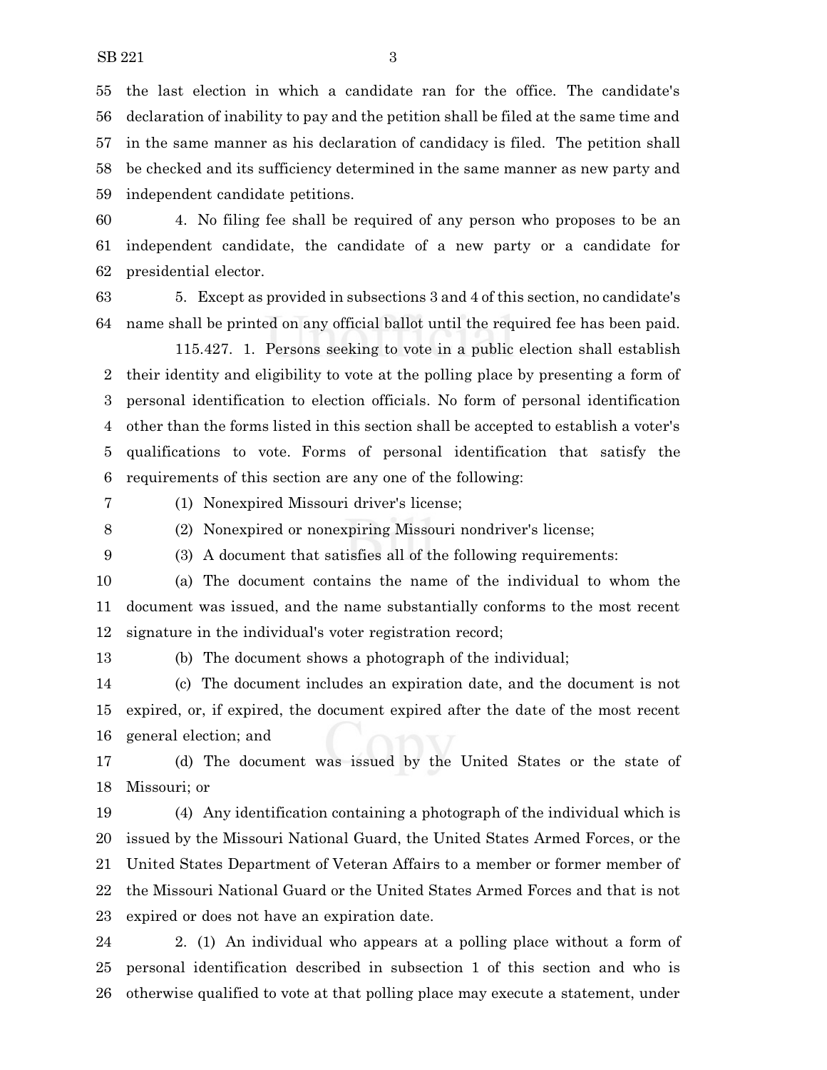the last election in which a candidate ran for the office. The candidate's declaration of inability to pay and the petition shall be filed at the same time and in the same manner as his declaration of candidacy is filed. The petition shall be checked and its sufficiency determined in the same manner as new party and independent candidate petitions.

4. No filing fee shall be required of any person who proposes to be an independent candidate, the candidate of a new party or a candidate for presidential elector.

5. Except as provided in subsections 3 and 4 of this section, no candidate's name shall be printed on any official ballot until the required fee has been paid.

115.427. 1. Persons seeking to vote in a public election shall establish their identity and eligibility to vote at the polling place by presenting a form of personal identification to election officials. No form of personal identification other than the forms listed in this section shall be accepted to establish a voter's qualifications to vote. Forms of personal identification that satisfy the requirements of this section are any one of the following:

(1) Nonexpired Missouri driver's license;

(2) Nonexpired or nonexpiring Missouri nondriver's license;

(3) A document that satisfies all of the following requirements:

(a) The document contains the name of the individual to whom the document was issued, and the name substantially conforms to the most recent signature in the individual's voter registration record;

(b) The document shows a photograph of the individual;

(c) The document includes an expiration date, and the document is not expired, or, if expired, the document expired after the date of the most recent general election; and

(d) The document was issued by the United States or the state of Missouri; or

(4) Any identification containing a photograph of the individual which is issued by the Missouri National Guard, the United States Armed Forces, or the United States Department of Veteran Affairs to a member or former member of the Missouri National Guard or the United States Armed Forces and that is not expired or does not have an expiration date.

2. (1) An individual who appears at a polling place without a form of personal identification described in subsection 1 of this section and who is otherwise qualified to vote at that polling place may execute a statement, under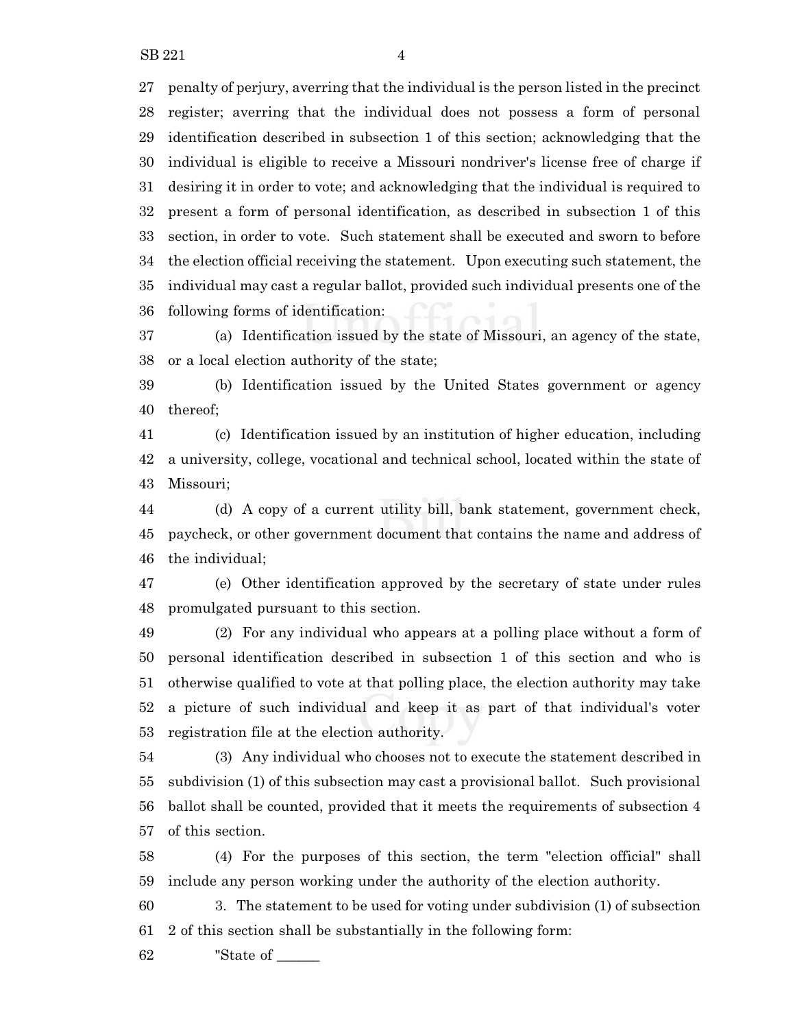penalty of perjury, averring that the individual is the person listed in the precinct register; averring that the individual does not possess a form of personal identification described in subsection 1 of this section; acknowledging that the individual is eligible to receive a Missouri nondriver's license free of charge if desiring it in order to vote; and acknowledging that the individual is required to present a form of personal identification, as described in subsection 1 of this section, in order to vote. Such statement shall be executed and sworn to before the election official receiving the statement. Upon executing such statement, the individual may cast a regular ballot, provided such individual presents one of the following forms of identification:

(a) Identification issued by the state of Missouri, an agency of the state, or a local election authority of the state;

(b) Identification issued by the United States government or agency thereof;

(c) Identification issued by an institution of higher education, including a university, college, vocational and technical school, located within the state of Missouri;

(d) A copy of a current utility bill, bank statement, government check, paycheck, or other government document that contains the name and address of the individual;

(e) Other identification approved by the secretary of state under rules promulgated pursuant to this section.

(2) For any individual who appears at a polling place without a form of personal identification described in subsection 1 of this section and who is otherwise qualified to vote at that polling place, the election authority may take a picture of such individual and keep it as part of that individual's voter registration file at the election authority.

(3) Any individual who chooses not to execute the statement described in subdivision (1) of this subsection may cast a provisional ballot. Such provisional ballot shall be counted, provided that it meets the requirements of subsection 4 of this section.

(4) For the purposes of this section, the term "election official" shall include any person working under the authority of the election authority.

3. The statement to be used for voting under subdivision (1) of subsection 2 of this section shall be substantially in the following form:

"State of ______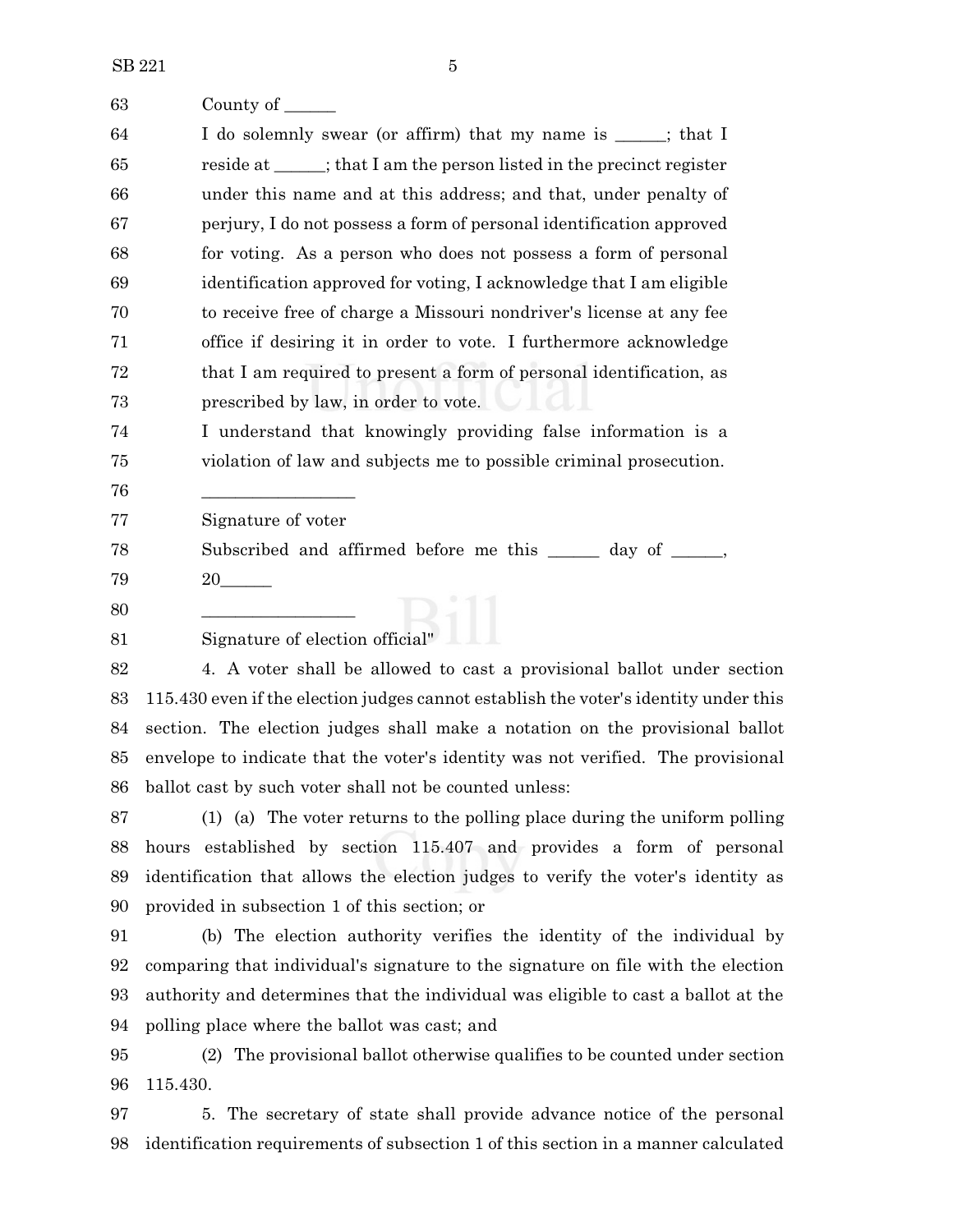County of ______

I do solemnly swear (or affirm) that my name is ______; that I reside at ______; that I am the person listed in the precinct register under this name and at this address; and that, under penalty of perjury, I do not possess a form of personal identification approved for voting. As a person who does not possess a form of personal identification approved for voting, I acknowledge that I am eligible to receive free of charge a Missouri nondriver's license at any fee office if desiring it in order to vote. I furthermore acknowledge that I am required to present a form of personal identification, as prescribed by law, in order to vote.

I understand that knowingly providing false information is a violation of law and subjects me to possible criminal prosecution.

_________________

Signature of voter

Subscribed and affirmed before me this ______ day of ______, 20______

_________________

Signature of election official"

4. A voter shall be allowed to cast a provisional ballot under section 115.430 even if the election judges cannot establish the voter's identity under this section. The election judges shall make a notation on the provisional ballot envelope to indicate that the voter's identity was not verified. The provisional ballot cast by such voter shall not be counted unless:

(1) (a) The voter returns to the polling place during the uniform polling hours established by section 115.407 and provides a form of personal identification that allows the election judges to verify the voter's identity as provided in subsection 1 of this section; or

(b) The election authority verifies the identity of the individual by comparing that individual's signature to the signature on file with the election authority and determines that the individual was eligible to cast a ballot at the polling place where the ballot was cast; and

(2) The provisional ballot otherwise qualifies to be counted under section 115.430.

5. The secretary of state shall provide advance notice of the personal identification requirements of subsection 1 of this section in a manner calculated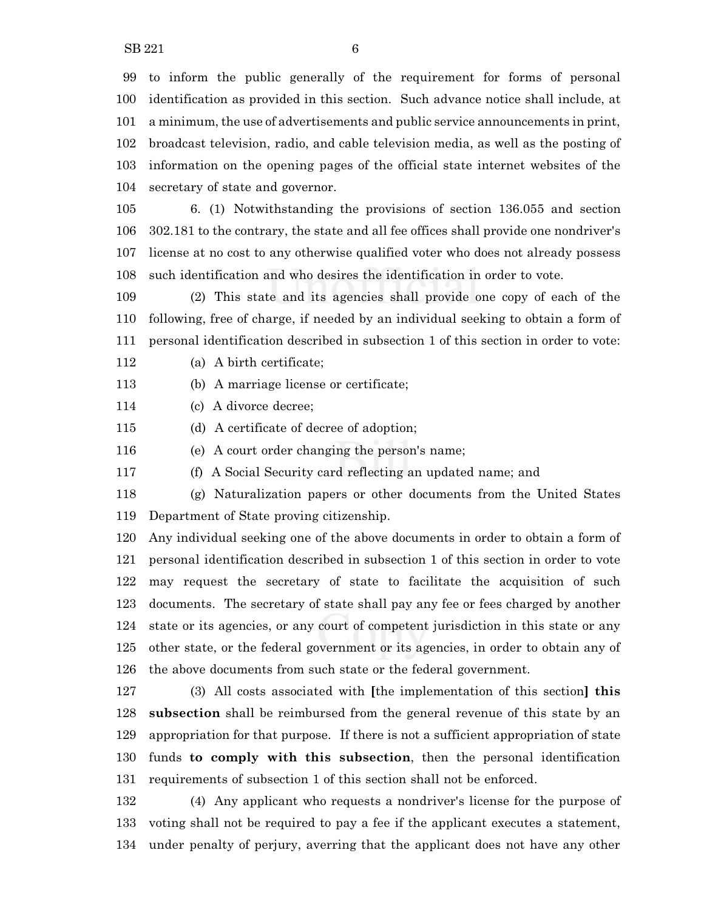to inform the public generally of the requirement for forms of personal identification as provided in this section. Such advance notice shall include, at a minimum, the use of advertisements and public service announcements in print, broadcast television, radio, and cable television media, as well as the posting of information on the opening pages of the official state internet websites of the secretary of state and governor.

6. (1) Notwithstanding the provisions of section 136.055 and section 302.181 to the contrary, the state and all fee offices shall provide one nondriver's license at no cost to any otherwise qualified voter who does not already possess such identification and who desires the identification in order to vote.

(2) This state and its agencies shall provide one copy of each of the following, free of charge, if needed by an individual seeking to obtain a form of personal identification described in subsection 1 of this section in order to vote:

(a) A birth certificate;

(b) A marriage license or certificate;

(c) A divorce decree;

(d) A certificate of decree of adoption;

(e) A court order changing the person's name;

(f) A Social Security card reflecting an updated name; and

(g) Naturalization papers or other documents from the United States Department of State proving citizenship.

Any individual seeking one of the above documents in order to obtain a form of personal identification described in subsection 1 of this section in order to vote may request the secretary of state to facilitate the acquisition of such documents. The secretary of state shall pay any fee or fees charged by another state or its agencies, or any court of competent jurisdiction in this state or any other state, or the federal government or its agencies, in order to obtain any of the above documents from such state or the federal government.

(3) All costs associated with **[**the implementation of this section**]** **this subsection** shall be reimbursed from the general revenue of this state by an appropriation for that purpose. If there is not a sufficient appropriation of state funds **to comply with this subsection**, then the personal identification requirements of subsection 1 of this section shall not be enforced.

(4) Any applicant who requests a nondriver's license for the purpose of voting shall not be required to pay a fee if the applicant executes a statement, under penalty of perjury, averring that the applicant does not have any other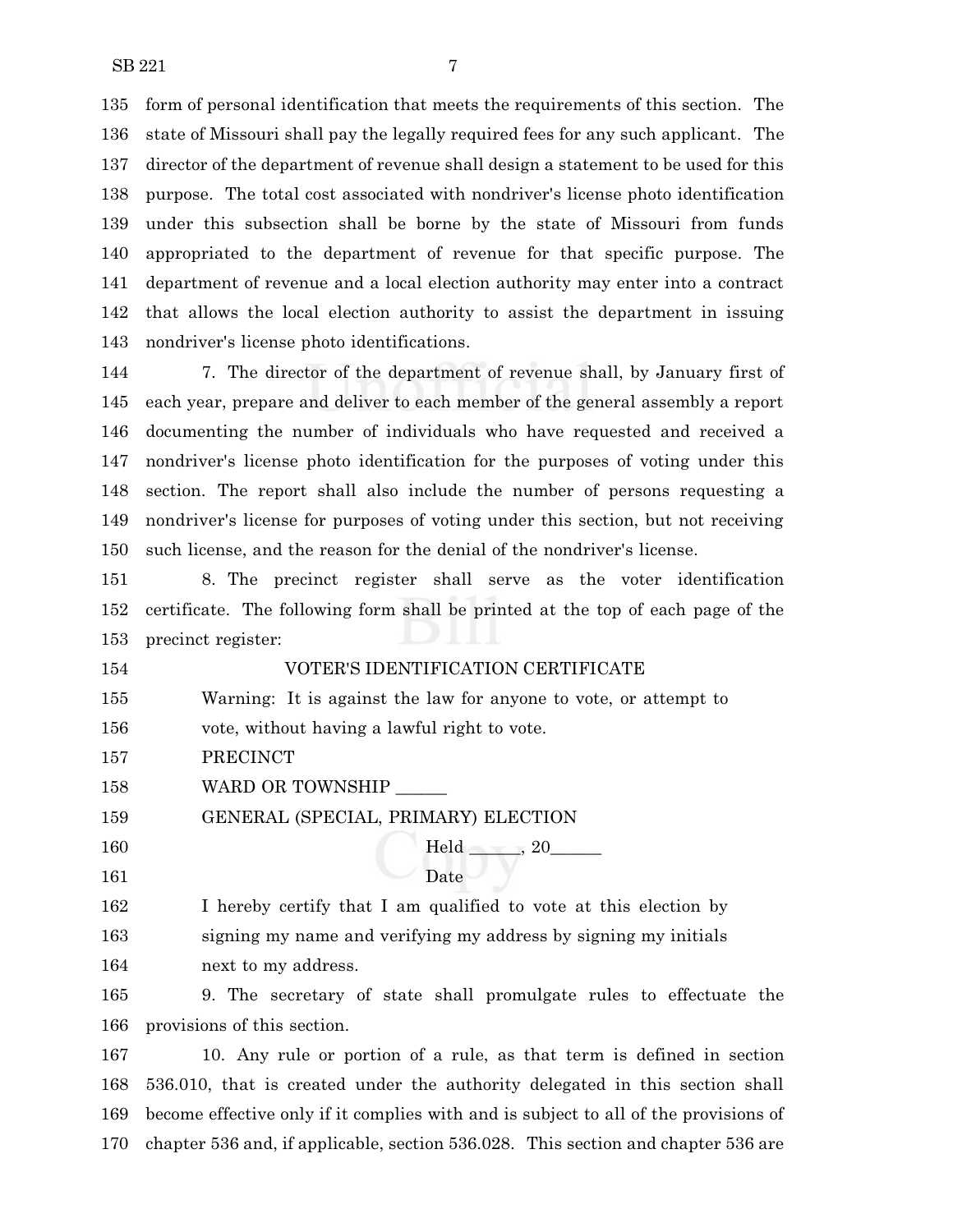form of personal identification that meets the requirements of this section. The state of Missouri shall pay the legally required fees for any such applicant. The director of the department of revenue shall design a statement to be used for this purpose. The total cost associated with nondriver's license photo identification under this subsection shall be borne by the state of Missouri from funds appropriated to the department of revenue for that specific purpose. The department of revenue and a local election authority may enter into a contract that allows the local election authority to assist the department in issuing nondriver's license photo identifications.

7. The director of the department of revenue shall, by January first of each year, prepare and deliver to each member of the general assembly a report documenting the number of individuals who have requested and received a nondriver's license photo identification for the purposes of voting under this section. The report shall also include the number of persons requesting a nondriver's license for purposes of voting under this section, but not receiving such license, and the reason for the denial of the nondriver's license.

8. The precinct register shall serve as the voter identification certificate. The following form shall be printed at the top of each page of the precinct register:

VOTER'S IDENTIFICATION CERTIFICATE

Warning: It is against the law for anyone to vote, or attempt to vote, without having a lawful right to vote.

PRECINCT

WARD OR TOWNSHIP ______

GENERAL (SPECIAL, PRIMARY) ELECTION

Held ______, 20______

Date

I hereby certify that I am qualified to vote at this election by signing my name and verifying my address by signing my initials next to my address.

9. The secretary of state shall promulgate rules to effectuate the provisions of this section.

10. Any rule or portion of a rule, as that term is defined in section 536.010, that is created under the authority delegated in this section shall become effective only if it complies with and is subject to all of the provisions of chapter 536 and, if applicable, section 536.028. This section and chapter 536 are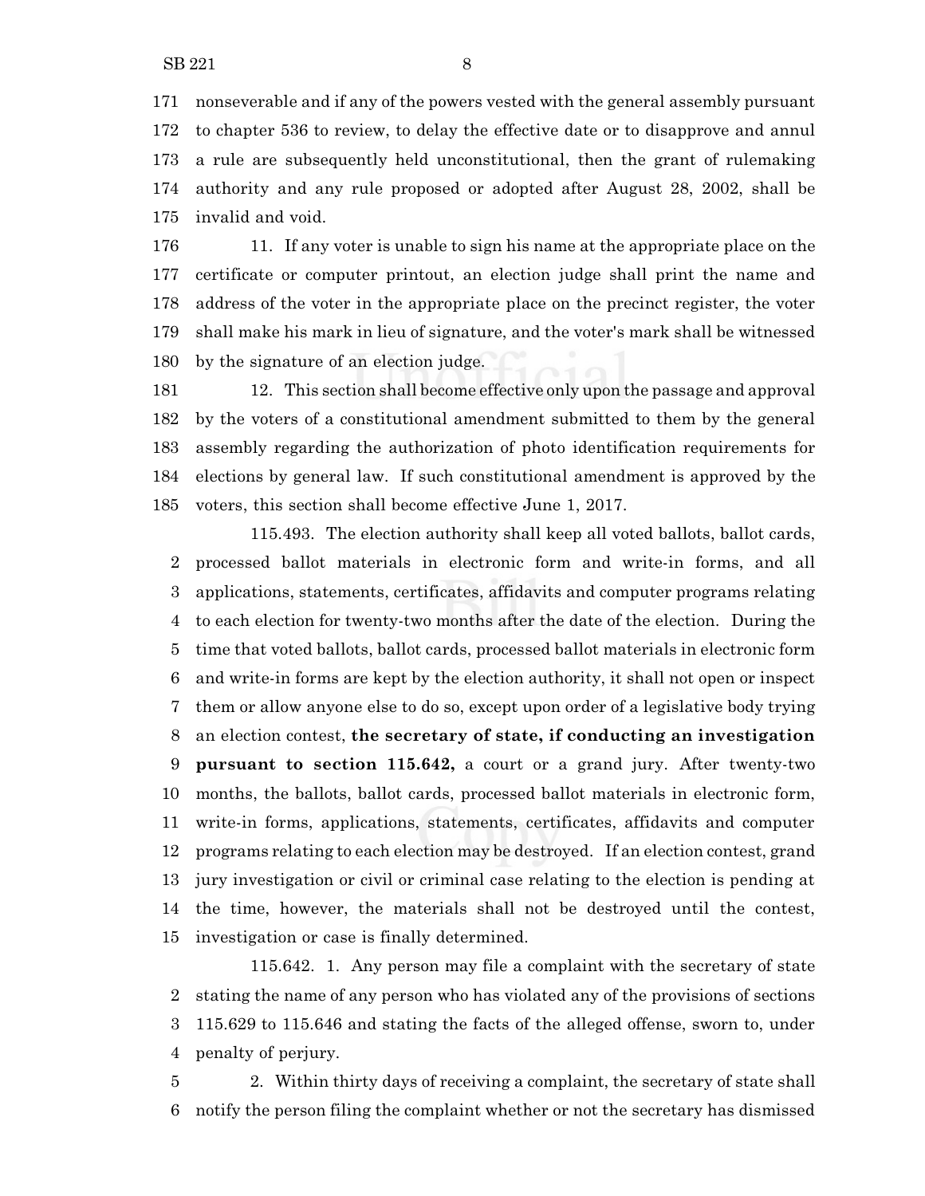nonseverable and if any of the powers vested with the general assembly pursuant to chapter 536 to review, to delay the effective date or to disapprove and annul a rule are subsequently held unconstitutional, then the grant of rulemaking authority and any rule proposed or adopted after August 28, 2002, shall be invalid and void.

11. If any voter is unable to sign his name at the appropriate place on the certificate or computer printout, an election judge shall print the name and address of the voter in the appropriate place on the precinct register, the voter shall make his mark in lieu of signature, and the voter's mark shall be witnessed by the signature of an election judge.

12. This section shall become effective only upon the passage and approval by the voters of a constitutional amendment submitted to them by the general assembly regarding the authorization of photo identification requirements for elections by general law. If such constitutional amendment is approved by the voters, this section shall become effective June 1, 2017.

115.493. The election authority shall keep all voted ballots, ballot cards, processed ballot materials in electronic form and write-in forms, and all applications, statements, certificates, affidavits and computer programs relating to each election for twenty-two months after the date of the election. During the time that voted ballots, ballot cards, processed ballot materials in electronic form and write-in forms are kept by the election authority, it shall not open or inspect them or allow anyone else to do so, except upon order of a legislative body trying an election contest, **the secretary of state, if conducting an investigation pursuant to section 115.642,** a court or a grand jury. After twenty-two months, the ballots, ballot cards, processed ballot materials in electronic form, write-in forms, applications, statements, certificates, affidavits and computer programs relating to each election may be destroyed. If an election contest, grand jury investigation or civil or criminal case relating to the election is pending at the time, however, the materials shall not be destroyed until the contest, investigation or case is finally determined.

115.642. 1. Any person may file a complaint with the secretary of state stating the name of any person who has violated any of the provisions of sections 115.629 to 115.646 and stating the facts of the alleged offense, sworn to, under penalty of perjury.

2. Within thirty days of receiving a complaint, the secretary of state shall notify the person filing the complaint whether or not the secretary has dismissed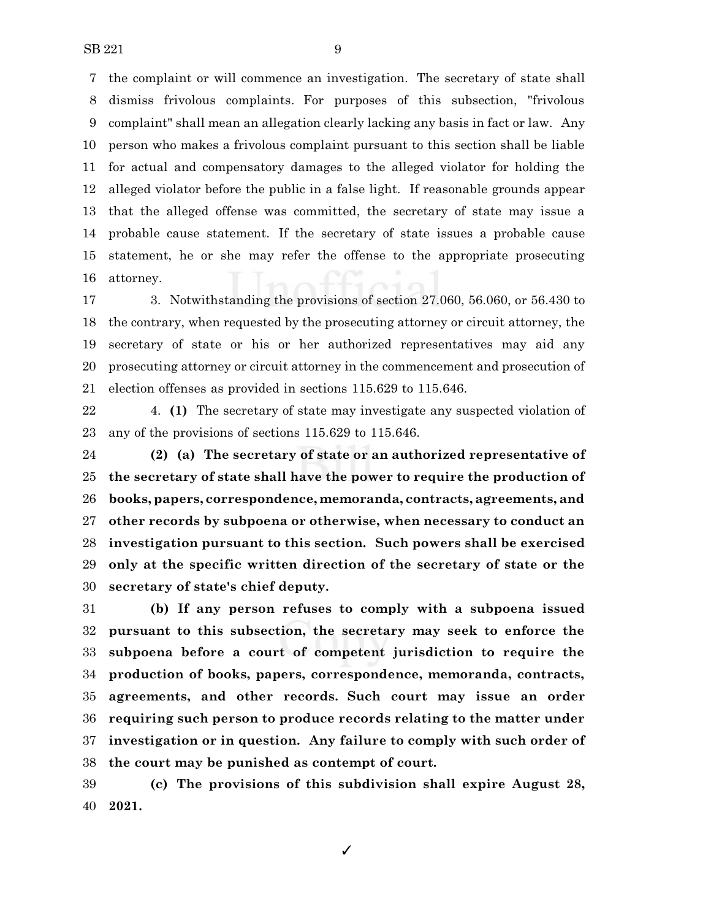the complaint or will commence an investigation. The secretary of state shall dismiss frivolous complaints. For purposes of this subsection, "frivolous complaint" shall mean an allegation clearly lacking any basis in fact or law. Any person who makes a frivolous complaint pursuant to this section shall be liable for actual and compensatory damages to the alleged violator for holding the alleged violator before the public in a false light. If reasonable grounds appear that the alleged offense was committed, the secretary of state may issue a probable cause statement. If the secretary of state issues a probable cause statement, he or she may refer the offense to the appropriate prosecuting attorney.

3. Notwithstanding the provisions of section 27.060, 56.060, or 56.430 to the contrary, when requested by the prosecuting attorney or circuit attorney, the secretary of state or his or her authorized representatives may aid any prosecuting attorney or circuit attorney in the commencement and prosecution of election offenses as provided in sections 115.629 to 115.646.

4. **(1)** The secretary of state may investigate any suspected violation of any of the provisions of sections 115.629 to 115.646.

**(2) (a) The secretary of state or an authorized representative of the secretary of state shall have the power to require the production of books, papers, correspondence, memoranda, contracts, agreements, and other records by subpoena or otherwise, when necessary to conduct an investigation pursuant to this section. Such powers shall be exercised only at the specific written direction of the secretary of state or the secretary of state's chief deputy.**

**(b) If any person refuses to comply with a subpoena issued pursuant to this subsection, the secretary may seek to enforce the subpoena before a court of competent jurisdiction to require the production of books, papers, correspondence, memoranda, contracts, agreements, and other records. Such court may issue an order requiring such person to produce records relating to the matter under investigation or in question. Any failure to comply with such order of the court may be punished as contempt of court.**

**(c) The provisions of this subdivision shall expire August 28, 2021.**

✓